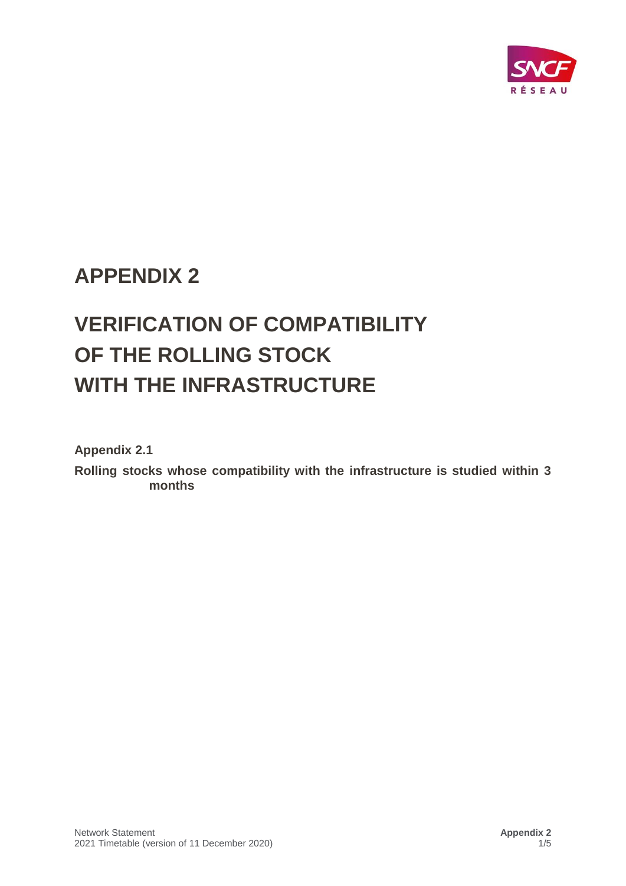# APPENDIX 2

# VERIFICATION OF COMPATIBILITY OF THE ROLLING STOCK WITH THE INFRASTRUCTURE

**Appendix 2.1**

**Rolling stocks whose compatibility with the infrastructure is studied within 3 months**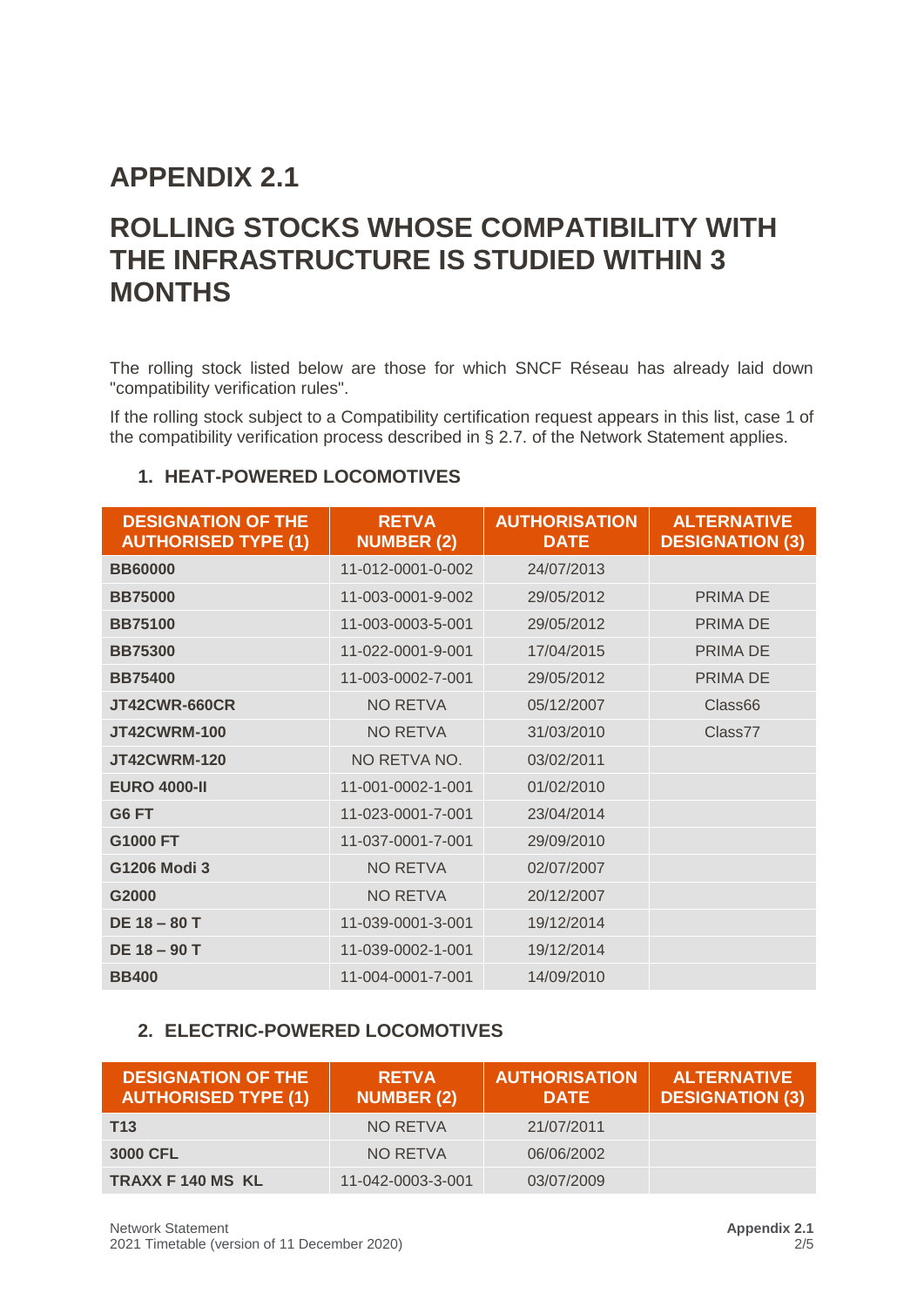# APPENDIX 2.1

# ROLLING STOCKS WHOSE COMPATIBILITY WITH THE INFRASTRUCTURE IS STUDIED WITHIN 3 MONTHS

The rolling stock listed below are those for which SNCF Réseau has already laid down "compatibility verification rules".

If the rolling stock subject to a Compatibility certification request appears in this list, case 1 of the compatibility verification process described in § 2.7. of the Network Statement applies.

## 1. HEAT-POWERED LOCOMOTIVES

| DESIGNATION OF THE AUTHORISED TYPE (1) | RETVA NUMBER (2) | AUTHORISATION DATE | ALTERNATIVE DESIGNATION (3) |
|---|---|---|---|
| **BB60000** | 11-012-0001-0-002 | 24/07/2013 | |
| **BB75000** | 11-003-0001-9-002 | 29/05/2012 | PRIMA DE |
| **BB75100** | 11-003-0003-5-001 | 29/05/2012 | PRIMA DE |
| **BB75300** | 11-022-0001-9-001 | 17/04/2015 | PRIMA DE |
| **BB75400** | 11-003-0002-7-001 | 29/05/2012 | PRIMA DE |
| **JT42CWR-660CR** | NO RETVA | 05/12/2007 | Class66 |
| **JT42CWRM-100** | NO RETVA | 31/03/2010 | Class77 |
| **JT42CWRM-120** | NO RETVA NO. | 03/02/2011 | |
| **EURO 4000-II** | 11-001-0002-1-001 | 01/02/2010 | |
| **G6 FT** | 11-023-0001-7-001 | 23/04/2014 | |
| **G1000 FT** | 11-037-0001-7-001 | 29/09/2010 | |
| **G1206 Modi 3** | NO RETVA | 02/07/2007 | |
| **G2000** | NO RETVA | 20/12/2007 | |
| **DE 18 – 80 T** | 11-039-0001-3-001 | 19/12/2014 | |
| **DE 18 – 90 T** | 11-039-0002-1-001 | 19/12/2014 | |
| **BB400** | 11-004-0001-7-001 | 14/09/2010 | |

## 2. ELECTRIC-POWERED LOCOMOTIVES

| DESIGNATION OF THE AUTHORISED TYPE (1) | RETVA NUMBER (2) | AUTHORISATION DATE | ALTERNATIVE DESIGNATION (3) |
|---|---|---|---|
| **T13** | NO RETVA | 21/07/2011 | |
| **3000 CFL** | NO RETVA | 06/06/2002 | |
| **TRAXX F 140 MS KL** | 11-042-0003-3-001 | 03/07/2009 | |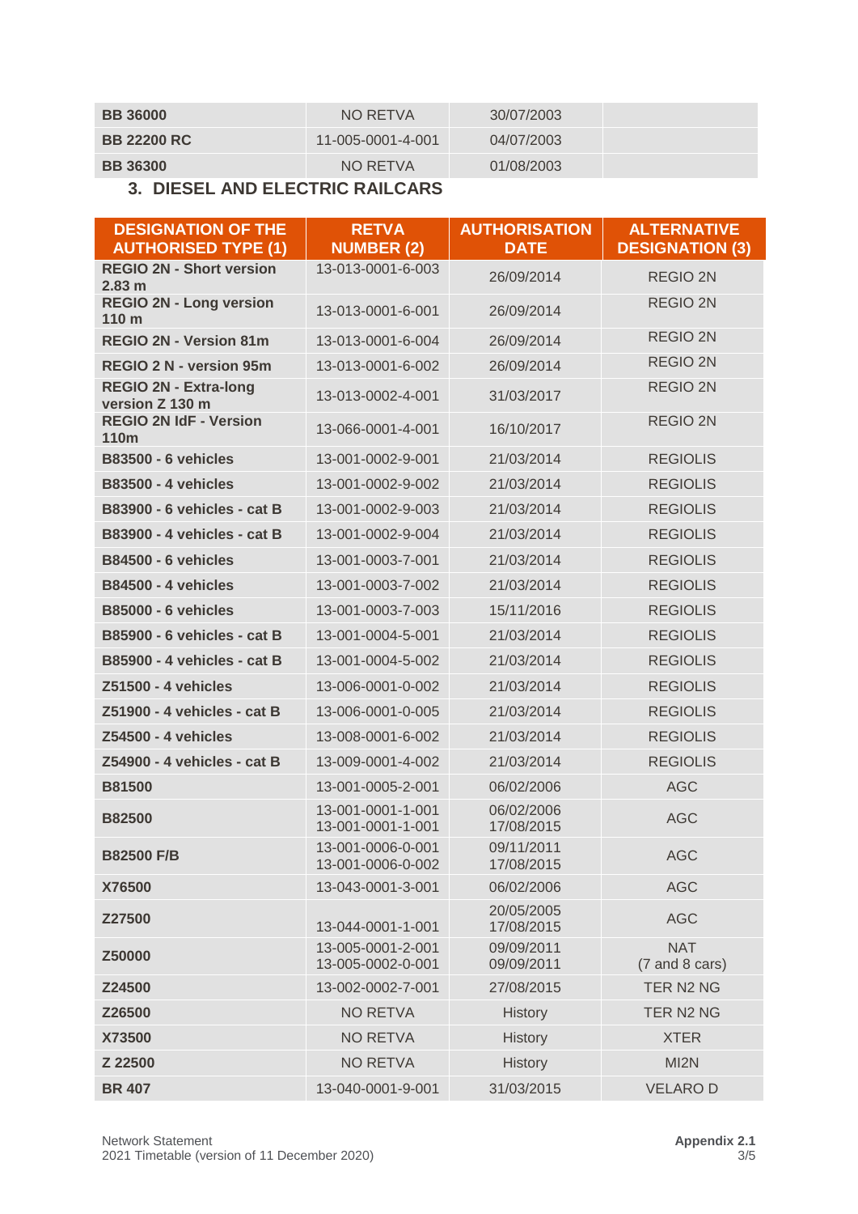| | | | |
|---|---|---|---|
| **BB 36000** | NO RETVA | 30/07/2003 | |
| **BB 22200 RC** | 11-005-0001-4-001 | 04/07/2003 | |
| **BB 36300** | NO RETVA | 01/08/2003 | |

### 3. DIESEL AND ELECTRIC RAILCARS

| DESIGNATION OF THE AUTHORISED TYPE (1) | RETVA NUMBER (2) | AUTHORISATION DATE | ALTERNATIVE DESIGNATION (3) |
|---|---|---|---|
| **REGIO 2N - Short version 2.83 m** | 13-013-0001-6-003 | 26/09/2014 | REGIO 2N |
| **REGIO 2N - Long version 110 m** | 13-013-0001-6-001 | 26/09/2014 | REGIO 2N |
| **REGIO 2N - Version 81m** | 13-013-0001-6-004 | 26/09/2014 | REGIO 2N |
| **REGIO 2 N - version 95m** | 13-013-0001-6-002 | 26/09/2014 | REGIO 2N |
| **REGIO 2N - Extra-long version Z 130 m** | 13-013-0002-4-001 | 31/03/2017 | REGIO 2N |
| **REGIO 2N IdF - Version 110m** | 13-066-0001-4-001 | 16/10/2017 | REGIO 2N |
| **B83500 - 6 vehicles** | 13-001-0002-9-001 | 21/03/2014 | REGIOLIS |
| **B83500 - 4 vehicles** | 13-001-0002-9-002 | 21/03/2014 | REGIOLIS |
| **B83900 - 6 vehicles - cat B** | 13-001-0002-9-003 | 21/03/2014 | REGIOLIS |
| **B83900 - 4 vehicles - cat B** | 13-001-0002-9-004 | 21/03/2014 | REGIOLIS |
| **B84500 - 6 vehicles** | 13-001-0003-7-001 | 21/03/2014 | REGIOLIS |
| **B84500 - 4 vehicles** | 13-001-0003-7-002 | 21/03/2014 | REGIOLIS |
| **B85000 - 6 vehicles** | 13-001-0003-7-003 | 15/11/2016 | REGIOLIS |
| **B85900 - 6 vehicles - cat B** | 13-001-0004-5-001 | 21/03/2014 | REGIOLIS |
| **B85900 - 4 vehicles - cat B** | 13-001-0004-5-002 | 21/03/2014 | REGIOLIS |
| **Z51500 - 4 vehicles** | 13-006-0001-0-002 | 21/03/2014 | REGIOLIS |
| **Z51900 - 4 vehicles - cat B** | 13-006-0001-0-005 | 21/03/2014 | REGIOLIS |
| **Z54500 - 4 vehicles** | 13-008-0001-6-002 | 21/03/2014 | REGIOLIS |
| **Z54900 - 4 vehicles - cat B** | 13-009-0001-4-002 | 21/03/2014 | REGIOLIS |
| **B81500** | 13-001-0005-2-001 | 06/02/2006 | AGC |
| **B82500** | 13-001-0001-1-001<br>13-001-0001-1-001 | 06/02/2006<br>17/08/2015 | AGC |
| **B82500 F/B** | 13-001-0006-0-001<br>13-001-0006-0-002 | 09/11/2011<br>17/08/2015 | AGC |
| **X76500** | 13-043-0001-3-001 | 06/02/2006 | AGC |
| **Z27500** | 13-044-0001-1-001 | 20/05/2005<br>17/08/2015 | AGC |
| **Z50000** | 13-005-0001-2-001<br>13-005-0002-0-001 | 09/09/2011<br>09/09/2011 | NAT<br>(7 and 8 cars) |
| **Z24500** | 13-002-0002-7-001 | 27/08/2015 | TER N2 NG |
| **Z26500** | NO RETVA | History | TER N2 NG |
| **X73500** | NO RETVA | History | XTER |
| **Z 22500** | NO RETVA | History | MI2N |
| **BR 407** | 13-040-0001-9-001 | 31/03/2015 | VELARO D |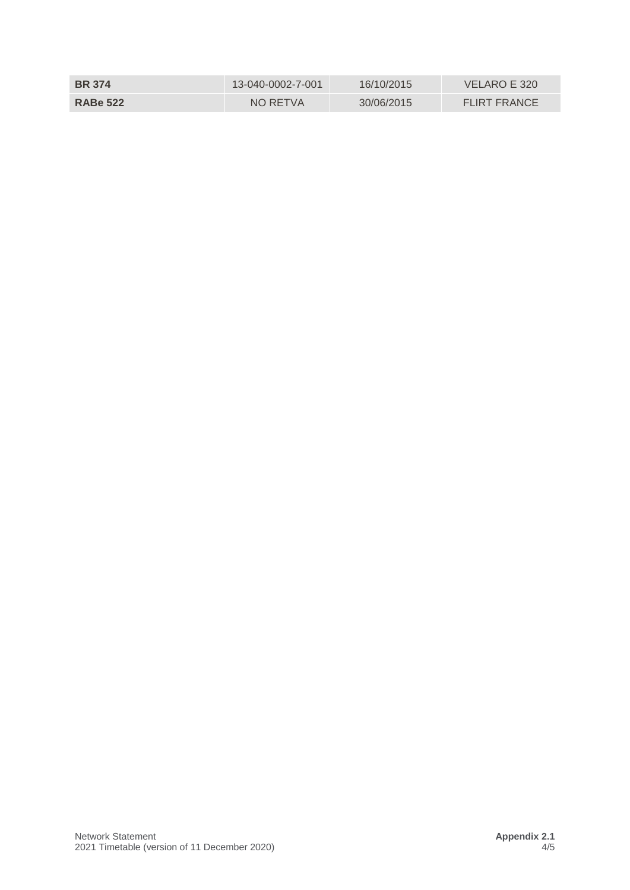| **BR 374** | 13-040-0002-7-001 | 16/10/2015 | VELARO E 320 |
|---|---|---|---|
| **RABe 522** | NO RETVA | 30/06/2015 | FLIRT FRANCE |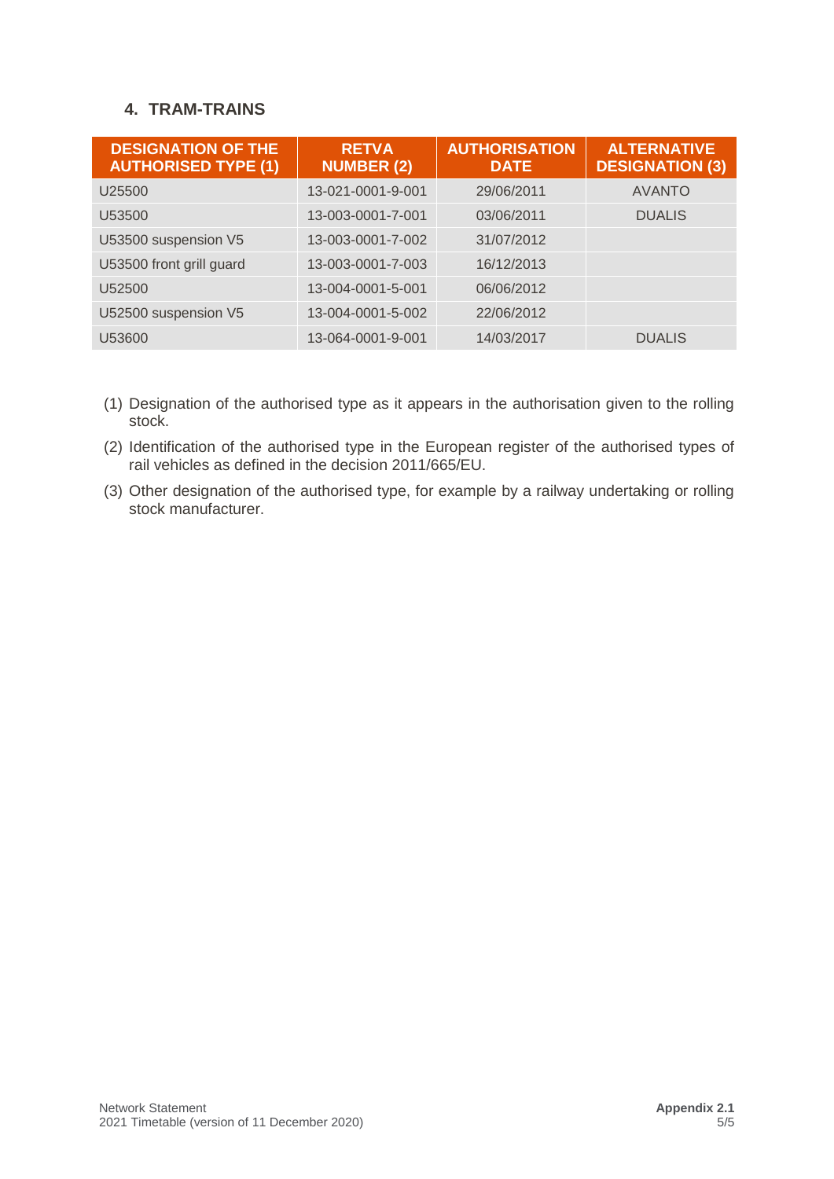## 4. TRAM-TRAINS

| DESIGNATION OF THE AUTHORISED TYPE (1) | RETVA NUMBER (2) | AUTHORISATION DATE | ALTERNATIVE DESIGNATION (3) |
|---|---|---|---|
| U25500 | 13-021-0001-9-001 | 29/06/2011 | AVANTO |
| U53500 | 13-003-0001-7-001 | 03/06/2011 | DUALIS |
| U53500 suspension V5 | 13-003-0001-7-002 | 31/07/2012 | |
| U53500 front grill guard | 13-003-0001-7-003 | 16/12/2013 | |
| U52500 | 13-004-0001-5-001 | 06/06/2012 | |
| U52500 suspension V5 | 13-004-0001-5-002 | 22/06/2012 | |
| U53600 | 13-064-0001-9-001 | 14/03/2017 | DUALIS |

(1) Designation of the authorised type as it appears in the authorisation given to the rolling stock.

(2) Identification of the authorised type in the European register of the authorised types of rail vehicles as defined in the decision 2011/665/EU.

(3) Other designation of the authorised type, for example by a railway undertaking or rolling stock manufacturer.